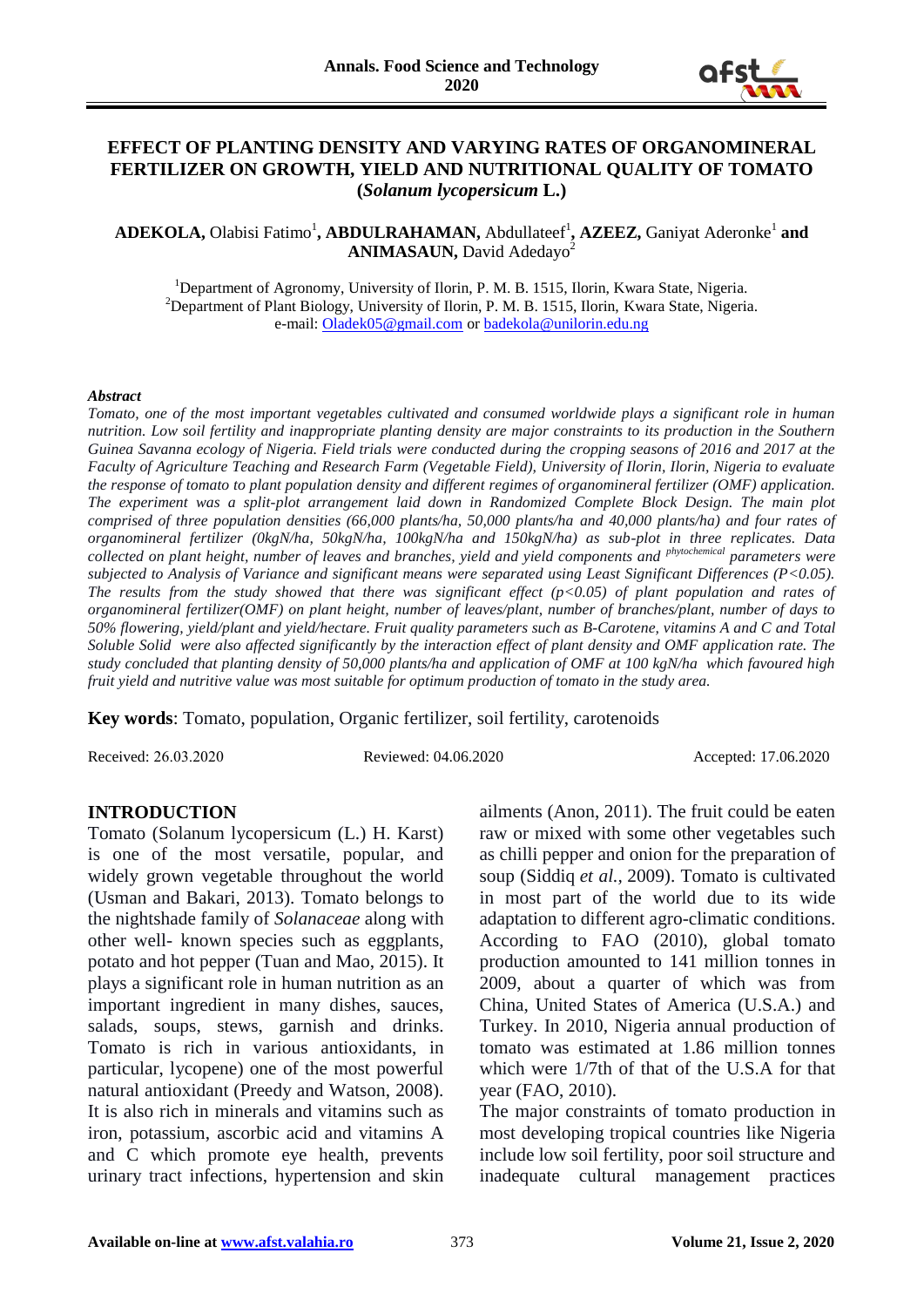# EFFECT OF PLANTING DENSITY AND VARYING RATES OF ORGANOMINERAL FERTILIZER ON GROWTH, YIELD AND NUTRITIONAL QUALITY OF TOMATO (*Solanum lycopersicum* L.)

**ADEKOLA,** Olabisi Fatimo[1]**, ABDULRAHAMAN,** Abdullateef[1]**, AZEEZ,** Ganiyat Aderonke[1] **and ANIMASAUN,** David Adedayo[2]

[1]Department of Agronomy, University of Ilorin, P. M. B. 1515, Ilorin, Kwara State, Nigeria.
[2]Department of Plant Biology, University of Ilorin, P. M. B. 1515, Ilorin, Kwara State, Nigeria.
e-mail: Oladek05@gmail.com or badekola@unilorin.edu.ng

***Abstract***

*Tomato, one of the most important vegetables cultivated and consumed worldwide plays a significant role in human nutrition. Low soil fertility and inappropriate planting density are major constraints to its production in the Southern Guinea Savanna ecology of Nigeria. Field trials were conducted during the cropping seasons of 2016 and 2017 at the Faculty of Agriculture Teaching and Research Farm (Vegetable Field), University of Ilorin, Ilorin, Nigeria to evaluate the response of tomato to plant population density and different regimes of organomineral fertilizer (OMF) application. The experiment was a split-plot arrangement laid down in Randomized Complete Block Design. The main plot comprised of three population densities (66,000 plants/ha, 50,000 plants/ha and 40,000 plants/ha) and four rates of organomineral fertilizer (0kgN/ha, 50kgN/ha, 100kgN/ha and 150kgN/ha) as sub-plot in three replicates. Data collected on plant height, number of leaves and branches, yield and yield components and phytochemical parameters were subjected to Analysis of Variance and significant means were separated using Least Significant Differences (P<0.05). The results from the study showed that there was significant effect (p<0.05) of plant population and rates of organomineral fertilizer(OMF) on plant height, number of leaves/plant, number of branches/plant, number of days to 50% flowering, yield/plant and yield/hectare. Fruit quality parameters such as B-Carotene, vitamins A and C and Total Soluble Solid were also affected significantly by the interaction effect of plant density and OMF application rate. The study concluded that planting density of 50,000 plants/ha and application of OMF at 100 kgN/ha which favoured high fruit yield and nutritive value was most suitable for optimum production of tomato in the study area.*

**Key words**: Tomato, population, Organic fertilizer, soil fertility, carotenoids

Received: 26.03.2020 Reviewed: 04.06.2020 Accepted: 17.06.2020

## INTRODUCTION

Tomato (Solanum lycopersicum (L.) H. Karst) is one of the most versatile, popular, and widely grown vegetable throughout the world (Usman and Bakari, 2013). Tomato belongs to the nightshade family of *Solanaceae* along with other well- known species such as eggplants, potato and hot pepper (Tuan and Mao, 2015). It plays a significant role in human nutrition as an important ingredient in many dishes, sauces, salads, soups, stews, garnish and drinks. Tomato is rich in various antioxidants, in particular, lycopene) one of the most powerful natural antioxidant (Preedy and Watson, 2008). It is also rich in minerals and vitamins such as iron, potassium, ascorbic acid and vitamins A and C which promote eye health, prevents urinary tract infections, hypertension and skin ailments (Anon, 2011). The fruit could be eaten raw or mixed with some other vegetables such as chilli pepper and onion for the preparation of soup (Siddiq *et al.*, 2009). Tomato is cultivated in most part of the world due to its wide adaptation to different agro-climatic conditions. According to FAO (2010), global tomato production amounted to 141 million tonnes in 2009, about a quarter of which was from China, United States of America (U.S.A.) and Turkey. In 2010, Nigeria annual production of tomato was estimated at 1.86 million tonnes which were 1/7th of that of the U.S.A for that year (FAO, 2010).

The major constraints of tomato production in most developing tropical countries like Nigeria include low soil fertility, poor soil structure and inadequate cultural management practices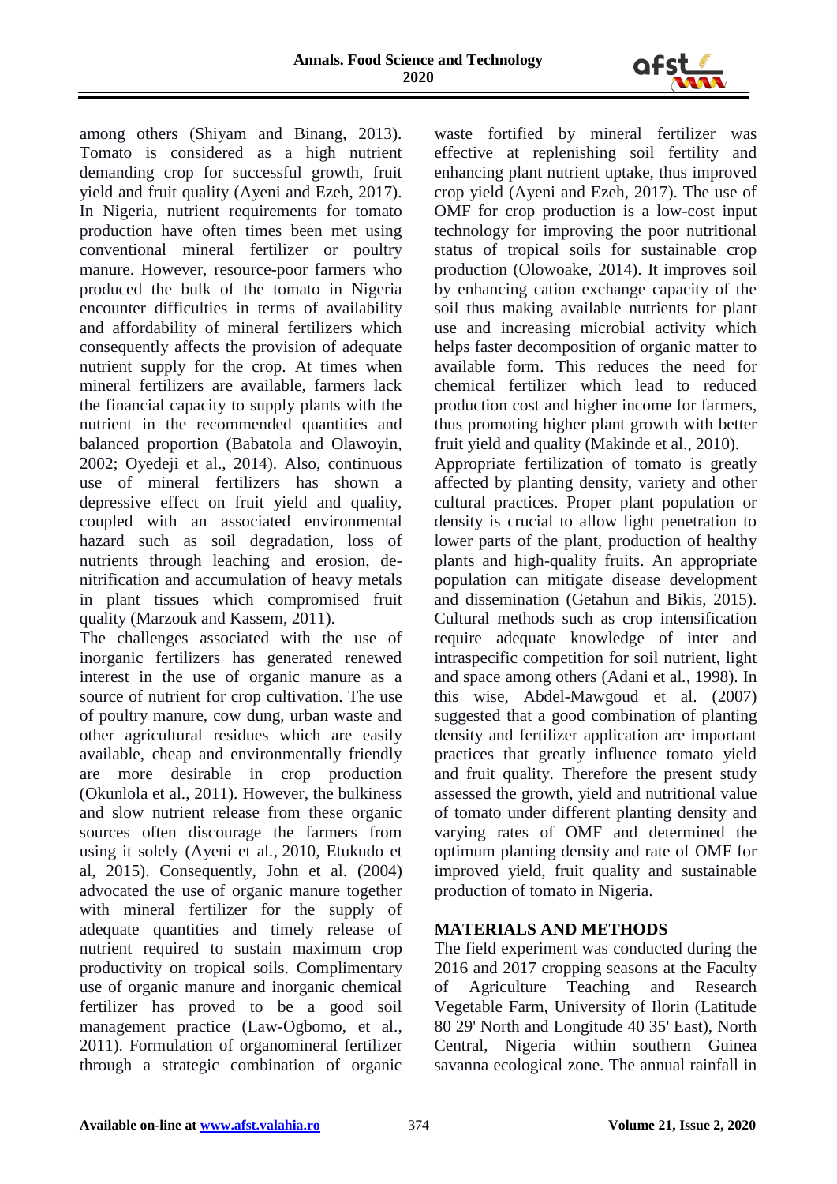among others (Shiyam and Binang, 2013). Tomato is considered as a high nutrient demanding crop for successful growth, fruit yield and fruit quality (Ayeni and Ezeh, 2017). In Nigeria, nutrient requirements for tomato production have often times been met using conventional mineral fertilizer or poultry manure. However, resource-poor farmers who produced the bulk of the tomato in Nigeria encounter difficulties in terms of availability and affordability of mineral fertilizers which consequently affects the provision of adequate nutrient supply for the crop. At times when mineral fertilizers are available, farmers lack the financial capacity to supply plants with the nutrient in the recommended quantities and balanced proportion (Babatola and Olawoyin, 2002; Oyedeji et al., 2014). Also, continuous use of mineral fertilizers has shown a depressive effect on fruit yield and quality, coupled with an associated environmental hazard such as soil degradation, loss of nutrients through leaching and erosion, de-nitrification and accumulation of heavy metals in plant tissues which compromised fruit quality (Marzouk and Kassem, 2011).

The challenges associated with the use of inorganic fertilizers has generated renewed interest in the use of organic manure as a source of nutrient for crop cultivation. The use of poultry manure, cow dung, urban waste and other agricultural residues which are easily available, cheap and environmentally friendly are more desirable in crop production (Okunlola et al., 2011). However, the bulkiness and slow nutrient release from these organic sources often discourage the farmers from using it solely (Ayeni et al., 2010, Etukudo et al, 2015). Consequently, John et al. (2004) advocated the use of organic manure together with mineral fertilizer for the supply of adequate quantities and timely release of nutrient required to sustain maximum crop productivity on tropical soils. Complimentary use of organic manure and inorganic chemical fertilizer has proved to be a good soil management practice (Law-Ogbomo, et al., 2011). Formulation of organomineral fertilizer through a strategic combination of organic waste fortified by mineral fertilizer was effective at replenishing soil fertility and enhancing plant nutrient uptake, thus improved crop yield (Ayeni and Ezeh, 2017). The use of OMF for crop production is a low-cost input technology for improving the poor nutritional status of tropical soils for sustainable crop production (Olowoake, 2014). It improves soil by enhancing cation exchange capacity of the soil thus making available nutrients for plant use and increasing microbial activity which helps faster decomposition of organic matter to available form. This reduces the need for chemical fertilizer which lead to reduced production cost and higher income for farmers, thus promoting higher plant growth with better fruit yield and quality (Makinde et al., 2010).

Appropriate fertilization of tomato is greatly affected by planting density, variety and other cultural practices. Proper plant population or density is crucial to allow light penetration to lower parts of the plant, production of healthy plants and high-quality fruits. An appropriate population can mitigate disease development and dissemination (Getahun and Bikis, 2015). Cultural methods such as crop intensification require adequate knowledge of inter and intraspecific competition for soil nutrient, light and space among others (Adani et al., 1998). In this wise, Abdel-Mawgoud et al. (2007) suggested that a good combination of planting density and fertilizer application are important practices that greatly influence tomato yield and fruit quality. Therefore the present study assessed the growth, yield and nutritional value of tomato under different planting density and varying rates of OMF and determined the optimum planting density and rate of OMF for improved yield, fruit quality and sustainable production of tomato in Nigeria.

## MATERIALS AND METHODS

The field experiment was conducted during the 2016 and 2017 cropping seasons at the Faculty of Agriculture Teaching and Research Vegetable Farm, University of Ilorin (Latitude 80 29' North and Longitude 40 35' East), North Central, Nigeria within southern Guinea savanna ecological zone. The annual rainfall in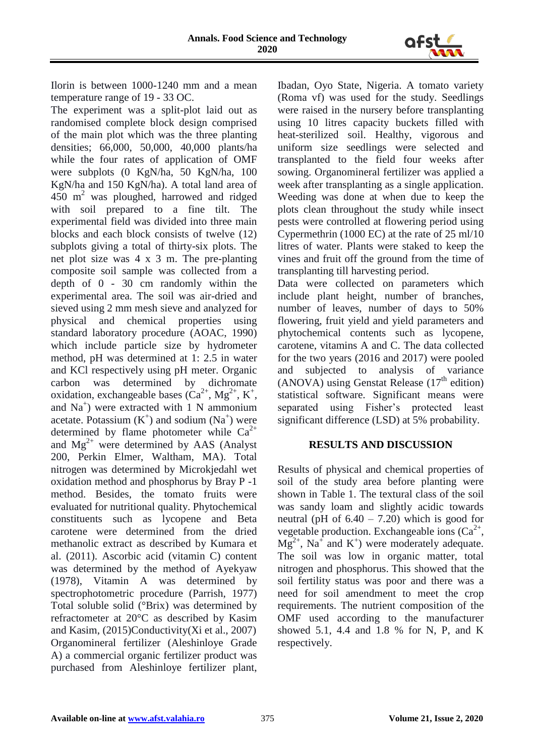Ilorin is between 1000-1240 mm and a mean temperature range of 19 - 33 OC.

The experiment was a split-plot laid out as randomised complete block design comprised of the main plot which was the three planting densities; 66,000, 50,000, 40,000 plants/ha while the four rates of application of OMF were subplots (0 KgN/ha, 50 KgN/ha, 100 KgN/ha and 150 KgN/ha). A total land area of 450 $m^2$ was ploughed, harrowed and ridged with soil prepared to a fine tilt. The experimental field was divided into three main blocks and each block consists of twelve (12) subplots giving a total of thirty-six plots. The net plot size was 4 x 3 m. The pre-planting composite soil sample was collected from a depth of 0 - 30 cm randomly within the experimental area. The soil was air-dried and sieved using 2 mm mesh sieve and analyzed for physical and chemical properties using standard laboratory procedure (AOAC, 1990) which include particle size by hydrometer method, pH was determined at 1: 2.5 in water and KCl respectively using pH meter. Organic carbon was determined by dichromate oxidation, exchangeable bases ($Ca^{2+}$, $Mg^{2+}$, $K^+$, and $Na^+$) were extracted with 1 N ammonium acetate. Potassium ($K^+$) and sodium ($Na^+$) were determined by flame photometer while $Ca^{2+}$ and $Mg^{2+}$ were determined by AAS (Analyst 200, Perkin Elmer, Waltham, MA). Total nitrogen was determined by Microkjedahl wet oxidation method and phosphorus by Bray P -1 method. Besides, the tomato fruits were evaluated for nutritional quality. Phytochemical constituents such as lycopene and Beta carotene were determined from the dried methanolic extract as described by Kumara et al. (2011). Ascorbic acid (vitamin C) content was determined by the method of Ayekyaw (1978), Vitamin A was determined by spectrophotometric procedure (Parrish, 1977) Total soluble solid (°Brix) was determined by refractometer at 20°C as described by Kasim and Kasim, (2015)Conductivity(Xi et al., 2007) Organomineral fertilizer (Aleshinloye Grade A) a commercial organic fertilizer product was purchased from Aleshinloye fertilizer plant, Ibadan, Oyo State, Nigeria. A tomato variety (Roma vf) was used for the study. Seedlings were raised in the nursery before transplanting using 10 litres capacity buckets filled with heat-sterilized soil. Healthy, vigorous and uniform size seedlings were selected and transplanted to the field four weeks after sowing. Organomineral fertilizer was applied a week after transplanting as a single application. Weeding was done at when due to keep the plots clean throughout the study while insect pests were controlled at flowering period using Cypermethrin (1000 EC) at the rate of 25 ml/10 litres of water. Plants were staked to keep the vines and fruit off the ground from the time of transplanting till harvesting period.

Data were collected on parameters which include plant height, number of branches, number of leaves, number of days to 50% flowering, fruit yield and yield parameters and phytochemical contents such as lycopene, carotene, vitamins A and C. The data collected for the two years (2016 and 2017) were pooled and subjected to analysis of variance (ANOVA) using Genstat Release (17th edition) statistical software. Significant means were separated using Fisher's protected least significant difference (LSD) at 5% probability.

## RESULTS AND DISCUSSION

Results of physical and chemical properties of soil of the study area before planting were shown in Table 1. The textural class of the soil was sandy loam and slightly acidic towards neutral (pH of 6.40 – 7.20) which is good for vegetable production. Exchangeable ions ($Ca^{2+}$, $Mg^{2+}$, $Na^+$ and $K^+$) were moderately adequate. The soil was low in organic matter, total nitrogen and phosphorus. This showed that the soil fertility status was poor and there was a need for soil amendment to meet the crop requirements. The nutrient composition of the OMF used according to the manufacturer showed 5.1, 4.4 and 1.8 % for N, P, and K respectively.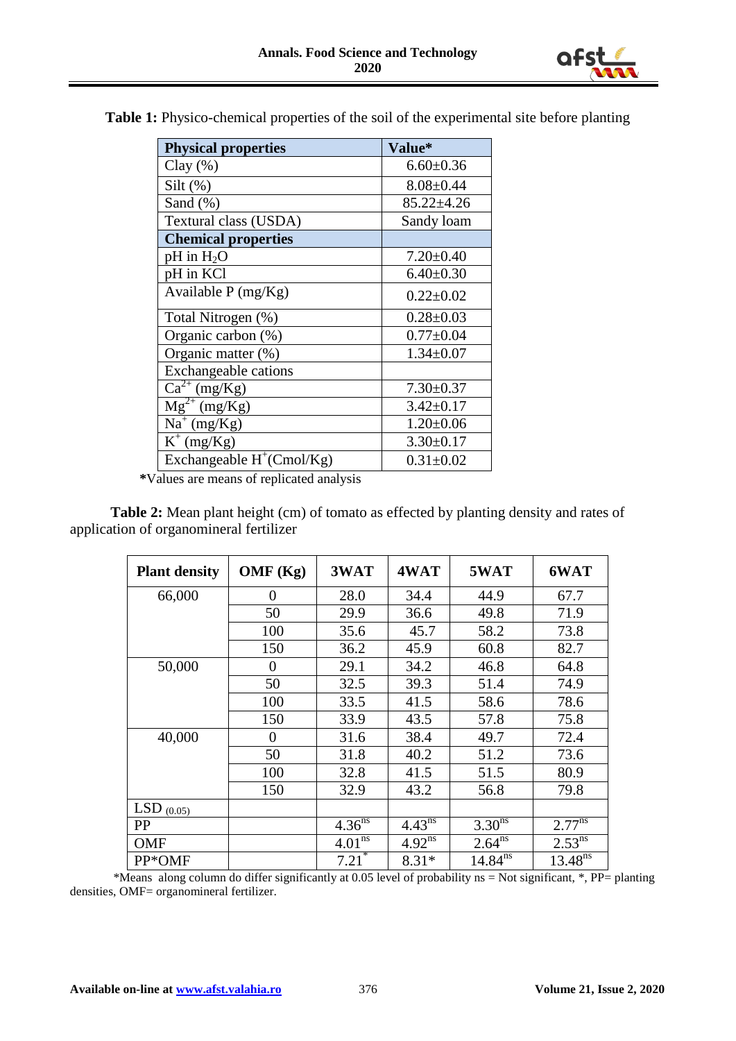**Table 1:** Physico-chemical properties of the soil of the experimental site before planting

| **Physical properties** | **Value*** |
|---|---|
| Clay (%) | 6.60±0.36 |
| Silt (%) | 8.08±0.44 |
| Sand (%) | 85.22±4.26 |
| Textural class (USDA) | Sandy loam |
| **Chemical properties** | |
| pH in $H_2O$ | 7.20±0.40 |
| pH in KCl | 6.40±0.30 |
| Available P (mg/Kg) | 0.22±0.02 |
| Total Nitrogen (%) | 0.28±0.03 |
| Organic carbon (%) | 0.77±0.04 |
| Organic matter (%) | 1.34±0.07 |
| Exchangeable cations | |
| $Ca^{2+}$ (mg/Kg) | 7.30±0.37 |
| $Mg^{2+}$ (mg/Kg) | 3.42±0.17 |
| $Na^{+}$ (mg/Kg) | 1.20±0.06 |
| $K^{+}$ (mg/Kg) | 3.30±0.17 |
| Exchangeable $H^{+}$(Cmol/Kg) | 0.31±0.02 |

***Values are means of replicated analysis**

**Table 2:** Mean plant height (cm) of tomato as effected by planting density and rates of application of organomineral fertilizer

| Plant density | OMF (Kg) | 3WAT | 4WAT | 5WAT | 6WAT |
|---|---|---|---|---|---|
| 66,000 | 0 | 28.0 | 34.4 | 44.9 | 67.7 |
| | 50 | 29.9 | 36.6 | 49.8 | 71.9 |
| | 100 | 35.6 | 45.7 | 58.2 | 73.8 |
| | 150 | 36.2 | 45.9 | 60.8 | 82.7 |
| 50,000 | 0 | 29.1 | 34.2 | 46.8 | 64.8 |
| | 50 | 32.5 | 39.3 | 51.4 | 74.9 |
| | 100 | 33.5 | 41.5 | 58.6 | 78.6 |
| | 150 | 33.9 | 43.5 | 57.8 | 75.8 |
| 40,000 | 0 | 31.6 | 38.4 | 49.7 | 72.4 |
| | 50 | 31.8 | 40.2 | 51.2 | 73.6 |
| | 100 | 32.8 | 41.5 | 51.5 | 80.9 |
| | 150 | 32.9 | 43.2 | 56.8 | 79.8 |
| $LSD_{(0.05)}$ | | | | | |
| PP | | $4.36^{ns}$ | $4.43^{ns}$ | $3.30^{ns}$ | $2.77^{ns}$ |
| OMF | | $4.01^{ns}$ | $4.92^{ns}$ | $2.64^{ns}$ | $2.53^{ns}$ |
| PP*OMF | | $7.21^{*}$ | 8.31* | $14.84^{ns}$ | $13.48^{ns}$ |

*Means along column do differ significantly at 0.05 level of probability ns = Not significant, *, PP= planting densities, OMF= organomineral fertilizer.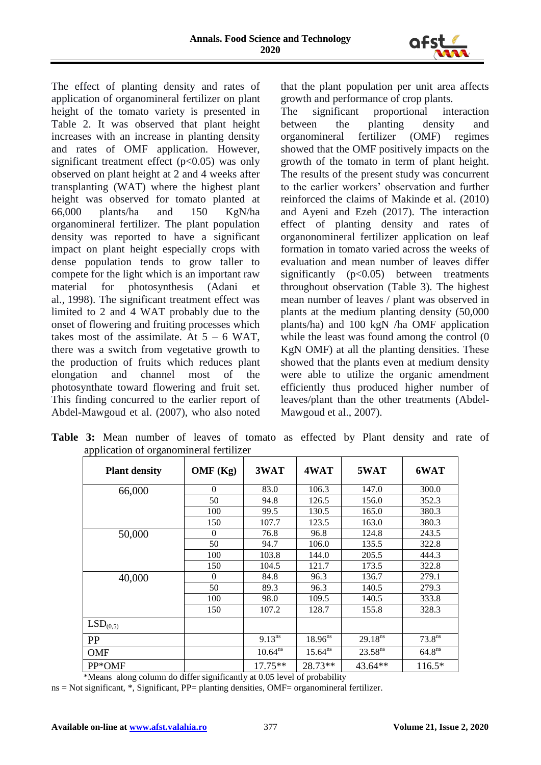The effect of planting density and rates of application of organomineral fertilizer on plant height of the tomato variety is presented in Table 2. It was observed that plant height increases with an increase in planting density and rates of OMF application. However, significant treatment effect ($p<0.05$) was only observed on plant height at 2 and 4 weeks after transplanting (WAT) where the highest plant height was observed for tomato planted at 66,000 plants/ha and 150 KgN/ha organomineral fertilizer. The plant population density was reported to have a significant impact on plant height especially crops with dense population tends to grow taller to compete for the light which is an important raw material for photosynthesis (Adani et al., 1998). The significant treatment effect was limited to 2 and 4 WAT probably due to the onset of flowering and fruiting processes which takes most of the assimilate. At 5 – 6 WAT, there was a switch from vegetative growth to the production of fruits which reduces plant elongation and channel most of the photosynthate toward flowering and fruit set. This finding concurred to the earlier report of Abdel-Mawgoud et al. (2007), who also noted that the plant population per unit area affects growth and performance of crop plants.

The significant proportional interaction between the planting density and organomineral fertilizer (OMF) regimes showed that the OMF positively impacts on the growth of the tomato in term of plant height. The results of the present study was concurrent to the earlier workers' observation and further reinforced the claims of Makinde et al. (2010) and Ayeni and Ezeh (2017). The interaction effect of planting density and rates of organonomineral fertilizer application on leaf formation in tomato varied across the weeks of evaluation and mean number of leaves differ significantly ($p<0.05$) between treatments throughout observation (Table 3). The highest mean number of leaves / plant was observed in plants at the medium planting density (50,000 plants/ha) and 100 kgN /ha OMF application while the least was found among the control (0 KgN OMF) at all the planting densities. These showed that the plants even at medium density were able to utilize the organic amendment efficiently thus produced higher number of leaves/plant than the other treatments (Abdel-Mawgoud et al., 2007).

**Table 3:** Mean number of leaves of tomato as effected by Plant density and rate of application of organomineral fertilizer

| Plant density | OMF (Kg) | 3WAT | 4WAT | 5WAT | 6WAT |
|---|---|---|---|---|---|
| 66,000 | 0 | 83.0 | 106.3 | 147.0 | 300.0 |
| | 50 | 94.8 | 126.5 | 156.0 | 352.3 |
| | 100 | 99.5 | 130.5 | 165.0 | 380.3 |
| | 150 | 107.7 | 123.5 | 163.0 | 380.3 |
| 50,000 | 0 | 76.8 | 96.8 | 124.8 | 243.5 |
| | 50 | 94.7 | 106.0 | 135.5 | 322.8 |
| | 100 | 103.8 | 144.0 | 205.5 | 444.3 |
| | 150 | 104.5 | 121.7 | 173.5 | 322.8 |
| 40,000 | 0 | 84.8 | 96.3 | 136.7 | 279.1 |
| | 50 | 89.3 | 96.3 | 140.5 | 279.3 |
| | 100 | 98.0 | 109.5 | 140.5 | 333.8 |
| | 150 | 107.2 | 128.7 | 155.8 | 328.3 |
| $LSD_{(0,5)}$ | | | | | |
| PP | | $9.13^{ns}$ | $18.96^{ns}$ | $29.18^{ns}$ | $73.8^{ns}$ |
| OMF | | $10.64^{ns}$ | $15.64^{ns}$ | $23.58^{ns}$ | $64.8^{ns}$ |
| PP*OMF | | 17.75** | 28.73** | 43.64** | 116.5* |

*Means along column do differ significantly at 0.05 level of probability

ns = Not significant, *, Significant, PP= planting densities, OMF= organomineral fertilizer.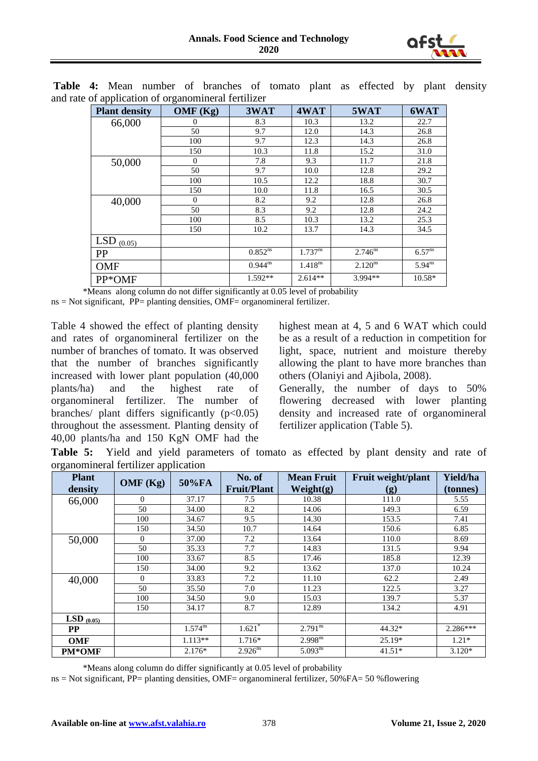**Table 4:** Mean number of branches of tomato plant as effected by plant density and rate of application of organomineral fertilizer

| Plant density | OMF (Kg) | 3WAT | 4WAT | 5WAT | 6WAT |
|---|---|---|---|---|---|
| 66,000 | 0 | 8.3 | 10.3 | 13.2 | 22.7 |
| | 50 | 9.7 | 12.0 | 14.3 | 26.8 |
| | 100 | 9.7 | 12.3 | 14.3 | 26.8 |
| | 150 | 10.3 | 11.8 | 15.2 | 31.0 |
| 50,000 | 0 | 7.8 | 9.3 | 11.7 | 21.8 |
| | 50 | 9.7 | 10.0 | 12.8 | 29.2 |
| | 100 | 10.5 | 12.2 | 18.8 | 30.7 |
| | 150 | 10.0 | 11.8 | 16.5 | 30.5 |
| 40,000 | 0 | 8.2 | 9.2 | 12.8 | 26.8 |
| | 50 | 8.3 | 9.2 | 12.8 | 24.2 |
| | 100 | 8.5 | 10.3 | 13.2 | 25.3 |
| | 150 | 10.2 | 13.7 | 14.3 | 34.5 |
| LSD $_{(0.05)}$ | | | | | |
| PP | | $0.852^{ns}$ | $1.737^{ns}$ | $2.746^{ns}$ | $6.57^{ns}$ |
| OMF | | $0.944^{ns}$ | $1.418^{ns}$ | $2.120^{ns}$ | $5.94^{ns}$ |
| PP*OMF | | 1.592** | 2.614** | 3.994** | 10.58* |

*Means along column do not differ significantly at 0.05 level of probability
ns = Not significant, PP= planting densities, OMF= organomineral fertilizer.

Table 4 showed the effect of planting density and rates of organomineral fertilizer on the number of branches of tomato. It was observed that the number of branches significantly increased with lower plant population (40,000 plants/ha) and the highest rate of organomineral fertilizer. The number of branches/ plant differs significantly ($p<0.05$) throughout the assessment. Planting density of 40,00 plants/ha and 150 KgN OMF had the highest mean at 4, 5 and 6 WAT which could be as a result of a reduction in competition for light, space, nutrient and moisture thereby allowing the plant to have more branches than others (Olaniyi and Ajibola, 2008).

Generally, the number of days to 50% flowering decreased with lower planting density and increased rate of organomineral fertilizer application (Table 5).

**Table 5:** Yield and yield parameters of tomato as effected by plant density and rate of organomineral fertilizer application

| Plant density | OMF (Kg) | 50%FA | No. of Fruit/Plant | Mean Fruit Weight(g) | Fruit weight/plant (g) | Yield/ha (tonnes) |
|---|---|---|---|---|---|---|
| 66,000 | 0 | 37.17 | 7.5 | 10.38 | 111.0 | 5.55 |
| | 50 | 34.00 | 8.2 | 14.06 | 149.3 | 6.59 |
| | 100 | 34.67 | 9.5 | 14.30 | 153.5 | 7.41 |
| | 150 | 34.50 | 10.7 | 14.64 | 150.6 | 6.85 |
| 50,000 | 0 | 37.00 | 7.2 | 13.64 | 110.0 | 8.69 |
| | 50 | 35.33 | 7.7 | 14.83 | 131.5 | 9.94 |
| | 100 | 33.67 | 8.5 | 17.46 | 185.8 | 12.39 |
| | 150 | 34.00 | 9.2 | 13.62 | 137.0 | 10.24 |
| 40,000 | 0 | 33.83 | 7.2 | 11.10 | 62.2 | 2.49 |
| | 50 | 35.50 | 7.0 | 11.23 | 122.5 | 3.27 |
| | 100 | 34.50 | 9.0 | 15.03 | 139.7 | 5.37 |
| | 150 | 34.17 | 8.7 | 12.89 | 134.2 | 4.91 |
| **LSD $_{(0.05)}$** | | | | | | |
| **PP** | | $1.574^{ns}$ | $1.621^{*}$ | $2.791^{ns}$ | 44.32* | 2.286*** |
| **OMF** | | 1.113** | 1.716* | $2.998^{ns}$ | 25.19* | 1.21* |
| **PM*OMF** | | 2.176* | $2.926^{ns}$ | $5.093^{ns}$ | 41.51* | 3.120* |

*Means along column do differ significantly at 0.05 level of probability
ns = Not significant, PP= planting densities, OMF= organomineral fertilizer, 50%FA= 50 %flowering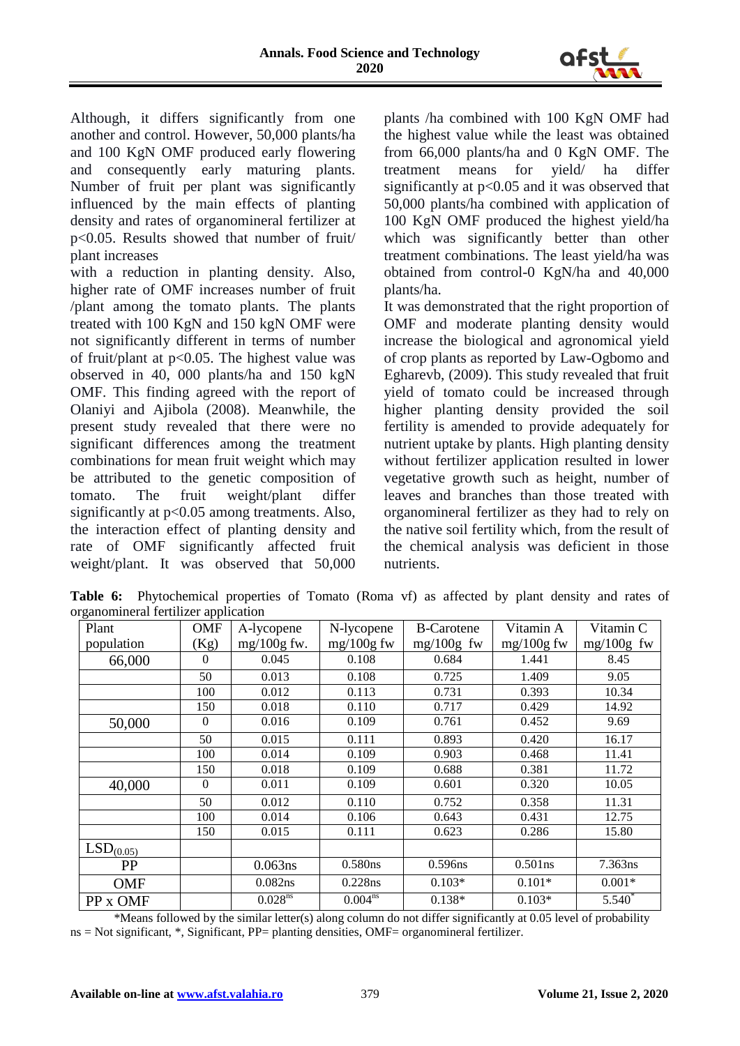Although, it differs significantly from one another and control. However, 50,000 plants/ha and 100 KgN OMF produced early flowering and consequently early maturing plants. Number of fruit per plant was significantly influenced by the main effects of planting density and rates of organomineral fertilizer at $p<0.05$. Results showed that number of fruit/ plant increases with a reduction in planting density. Also, higher rate of OMF increases number of fruit /plant among the tomato plants. The plants treated with 100 KgN and 150 kgN OMF were not significantly different in terms of number of fruit/plant at $p<0.05$. The highest value was observed in 40, 000 plants/ha and 150 kgN OMF. This finding agreed with the report of Olaniyi and Ajibola (2008). Meanwhile, the present study revealed that there were no significant differences among the treatment combinations for mean fruit weight which may be attributed to the genetic composition of tomato. The fruit weight/plant differ significantly at $p<0.05$ among treatments. Also, the interaction effect of planting density and rate of OMF significantly affected fruit weight/plant. It was observed that 50,000 plants /ha combined with 100 KgN OMF had the highest value while the least was obtained from 66,000 plants/ha and 0 KgN OMF. The treatment means for yield/ ha differ significantly at $p<0.05$ and it was observed that 50,000 plants/ha combined with application of 100 KgN OMF produced the highest yield/ha which was significantly better than other treatment combinations. The least yield/ha was obtained from control-0 KgN/ha and 40,000 plants/ha.

It was demonstrated that the right proportion of OMF and moderate planting density would increase the biological and agronomical yield of crop plants as reported by Law-Ogbomo and Egharevb, (2009). This study revealed that fruit yield of tomato could be increased through higher planting density provided the soil fertility is amended to provide adequately for nutrient uptake by plants. High planting density without fertilizer application resulted in lower vegetative growth such as height, number of leaves and branches than those treated with organomineral fertilizer as they had to rely on the native soil fertility which, from the result of the chemical analysis was deficient in those nutrients.

**Table 6:** Phytochemical properties of Tomato (Roma vf) as affected by plant density and rates of organomineral fertilizer application

| Plant population | OMF (Kg) | A-lycopene mg/100g fw. | N-lycopene mg/100g fw | B-Carotene mg/100g fw | Vitamin A mg/100g fw | Vitamin C mg/100g fw |
|---|---|---|---|---|---|---|
| 66,000 | 0 | 0.045 | 0.108 | 0.684 | 1.441 | 8.45 |
| | 50 | 0.013 | 0.108 | 0.725 | 1.409 | 9.05 |
| | 100 | 0.012 | 0.113 | 0.731 | 0.393 | 10.34 |
| | 150 | 0.018 | 0.110 | 0.717 | 0.429 | 14.92 |
| 50,000 | 0 | 0.016 | 0.109 | 0.761 | 0.452 | 9.69 |
| | 50 | 0.015 | 0.111 | 0.893 | 0.420 | 16.17 |
| | 100 | 0.014 | 0.109 | 0.903 | 0.468 | 11.41 |
| | 150 | 0.018 | 0.109 | 0.688 | 0.381 | 11.72 |
| 40,000 | 0 | 0.011 | 0.109 | 0.601 | 0.320 | 10.05 |
| | 50 | 0.012 | 0.110 | 0.752 | 0.358 | 11.31 |
| | 100 | 0.014 | 0.106 | 0.643 | 0.431 | 12.75 |
| | 150 | 0.015 | 0.111 | 0.623 | 0.286 | 15.80 |
| $LSD_{(0.05)}$ | | | | | | |
| PP | | 0.063ns | 0.580ns | 0.596ns | 0.501ns | 7.363ns |
| OMF | | 0.082ns | 0.228ns | 0.103* | 0.101* | 0.001* |
| PP x OMF | | $0.028^{ns}$ | $0.004^{ns}$ | 0.138* | 0.103* | $5.540^{*}$ |

*Means followed by the similar letter(s) along column do not differ significantly at 0.05 level of probability
ns = Not significant, *, Significant, PP= planting densities, OMF= organomineral fertilizer.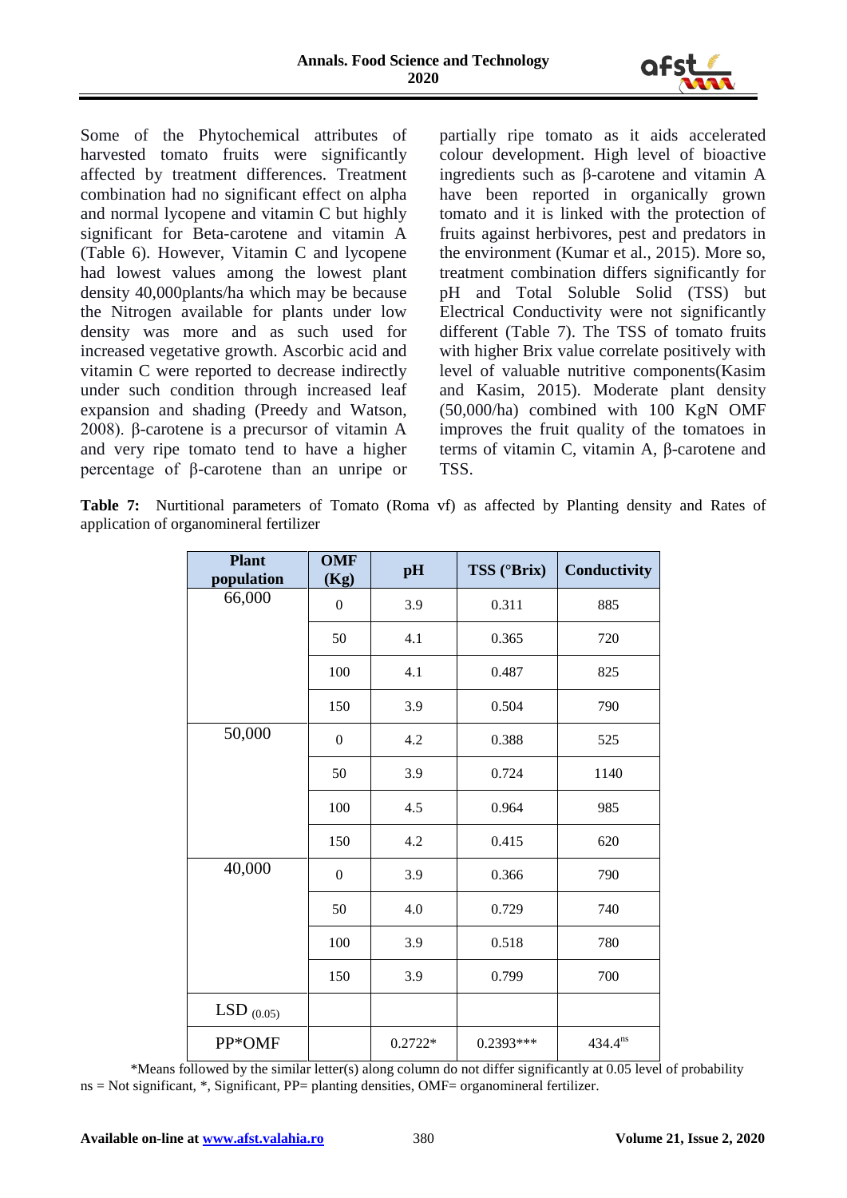Some of the Phytochemical attributes of harvested tomato fruits were significantly affected by treatment differences. Treatment combination had no significant effect on alpha and normal lycopene and vitamin C but highly significant for Beta-carotene and vitamin A (Table 6). However, Vitamin C and lycopene had lowest values among the lowest plant density 40,000plants/ha which may be because the Nitrogen available for plants under low density was more and as such used for increased vegetative growth. Ascorbic acid and vitamin C were reported to decrease indirectly under such condition through increased leaf expansion and shading (Preedy and Watson, 2008). β-carotene is a precursor of vitamin A and very ripe tomato tend to have a higher percentage of β-carotene than an unripe or partially ripe tomato as it aids accelerated colour development. High level of bioactive ingredients such as β-carotene and vitamin A have been reported in organically grown tomato and it is linked with the protection of fruits against herbivores, pest and predators in the environment (Kumar et al., 2015). More so, treatment combination differs significantly for pH and Total Soluble Solid (TSS) but Electrical Conductivity were not significantly different (Table 7). The TSS of tomato fruits with higher Brix value correlate positively with level of valuable nutritive components(Kasim and Kasim, 2015). Moderate plant density (50,000/ha) combined with 100 KgN OMF improves the fruit quality of the tomatoes in terms of vitamin C, vitamin A, β-carotene and TSS.

**Table 7:** Nutritional parameters of Tomato (Roma vf) as affected by Planting density and Rates of application of organomineral fertilizer

| Plant population | OMF (Kg) | pH | TSS (°Brix) | Conductivity |
|---|---|---|---|---|
| 66,000 | 0 | 3.9 | 0.311 | 885 |
| | 50 | 4.1 | 0.365 | 720 |
| | 100 | 4.1 | 0.487 | 825 |
| | 150 | 3.9 | 0.504 | 790 |
| 50,000 | 0 | 4.2 | 0.388 | 525 |
| | 50 | 3.9 | 0.724 | 1140 |
| | 100 | 4.5 | 0.964 | 985 |
| | 150 | 4.2 | 0.415 | 620 |
| 40,000 | 0 | 3.9 | 0.366 | 790 |
| | 50 | 4.0 | 0.729 | 740 |
| | 100 | 3.9 | 0.518 | 780 |
| | 150 | 3.9 | 0.799 | 700 |
| LSD $_{(0.05)}$ | | | | |
| PP*OMF | | 0.2722* | 0.2393*** | $434.4^{ns}$ |

*Means followed by the similar letter(s) along column do not differ significantly at 0.05 level of probability
ns = Not significant, *, Significant, PP= planting densities, OMF= organomineral fertilizer.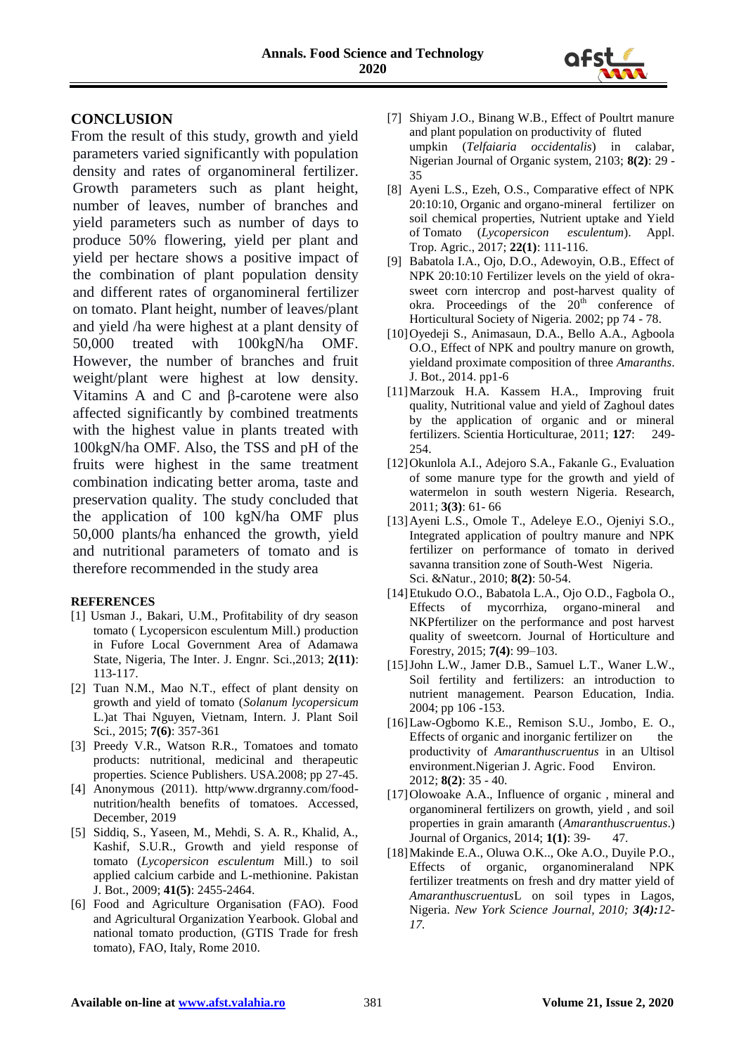## CONCLUSION

From the result of this study, growth and yield parameters varied significantly with population density and rates of organomineral fertilizer. Growth parameters such as plant height, number of leaves, number of branches and yield parameters such as number of days to produce 50% flowering, yield per plant and yield per hectare shows a positive impact of the combination of plant population density and different rates of organomineral fertilizer on tomato. Plant height, number of leaves/plant and yield /ha were highest at a plant density of 50,000 treated with 100kgN/ha OMF. However, the number of branches and fruit weight/plant were highest at low density. Vitamins A and C and β-carotene were also affected significantly by combined treatments with the highest value in plants treated with 100kgN/ha OMF. Also, the TSS and pH of the fruits were highest in the same treatment combination indicating better aroma, taste and preservation quality. The study concluded that the application of 100 kgN/ha OMF plus 50,000 plants/ha enhanced the growth, yield and nutritional parameters of tomato and is therefore recommended in the study area

### REFERENCES

[1] Usman J., Bakari, U.M., Profitability of dry season tomato ( Lycopersicon esculentum Mill.) production in Fufore Local Government Area of Adamawa State, Nigeria, The Inter. J. Engnr. Sci.,2013; **2(11)**: 113-117.

[2] Tuan N.M., Mao N.T., effect of plant density on growth and yield of tomato (*Solanum lycopersicum* L.)at Thai Nguyen, Vietnam, Intern. J. Plant Soil Sci., 2015; **7(6)**: 357-361

[3] Preedy V.R., Watson R.R., Tomatoes and tomato products: nutritional, medicinal and therapeutic properties. Science Publishers. USA.2008; pp 27-45.

[4] Anonymous (2011). http/www.drgranny.com/food-nutrition/health benefits of tomatoes. Accessed, December, 2019

[5] Siddiq, S., Yaseen, M., Mehdi, S. A. R., Khalid, A., Kashif, S.U.R., Growth and yield response of tomato (*Lycopersicon esculentum* Mill.) to soil applied calcium carbide and L-methionine. Pakistan J. Bot., 2009; **41(5)**: 2455-2464.

[6] Food and Agriculture Organisation (FAO). Food and Agricultural Organization Yearbook. Global and national tomato production, (GTIS Trade for fresh tomato), FAO, Italy, Rome 2010.

[7] Shiyam J.O., Binang W.B., Effect of Poultrt manure and plant population on productivity of fluted umpkin (*Telfaiaria occidentalis*) in calabar, Nigerian Journal of Organic system, 2103; **8(2)**: 29 - 35

[8] Ayeni L.S., Ezeh, O.S., Comparative effect of NPK 20:10:10, Organic and organo-mineral fertilizer on soil chemical properties, Nutrient uptake and Yield of Tomato (*Lycopersicon esculentum*). Appl. Trop. Agric., 2017; **22(1)**: 111-116.

[9] Babatola I.A., Ojo, D.O., Adewoyin, O.B., Effect of NPK 20:10:10 Fertilizer levels on the yield of okra-sweet corn intercrop and post-harvest quality of okra. Proceedings of the 20th conference of Horticultural Society of Nigeria. 2002; pp 74 - 78.

[10] Oyedeji S., Animasaun, D.A., Bello A.A., Agboola O.O., Effect of NPK and poultry manure on growth, yieldand proximate composition of three *Amaranths*. J. Bot., 2014. pp1-6

[11] Marzouk H.A. Kassem H.A., Improving fruit quality, Nutritional value and yield of Zaghoul dates by the application of organic and or mineral fertilizers. Scientia Horticulturae, 2011; **127**: 249-254.

[12] Okunlola A.I., Adejoro S.A., Fakanle G., Evaluation of some manure type for the growth and yield of watermelon in south western Nigeria. Research, 2011; **3(3)**: 61- 66

[13] Ayeni L.S., Omole T., Adeleye E.O., Ojeniyi S.O., Integrated application of poultry manure and NPK fertilizer on performance of tomato in derived savanna transition zone of South-West Nigeria. Sci. &Natur., 2010; **8(2)**: 50-54.

[14] Etukudo O.O., Babatola L.A., Ojo O.D., Fagbola O., Effects of mycorrhiza, organo-mineral and NKPfertilizer on the performance and post harvest quality of sweetcorn. Journal of Horticulture and Forestry, 2015; **7(4)**: 99–103.

[15] John L.W., Jamer D.B., Samuel L.T., Waner L.W., Soil fertility and fertilizers: an introduction to nutrient management. Pearson Education, India. 2004; pp 106 -153.

[16] Law-Ogbomo K.E., Remison S.U., Jombo, E. O., Effects of organic and inorganic fertilizer on the productivity of *Amaranthuscruentus* in an Ultisol environment.Nigerian J. Agric. Food Environ. 2012; **8(2)**: 35 - 40.

[17] Olowoake A.A., Influence of organic , mineral and organomineral fertilizers on growth, yield , and soil properties in grain amaranth (*Amaranthuscruentus*.) Journal of Organics, 2014; **1(1)**: 39- 47.

[18] Makinde E.A., Oluwa O.K.., Oke A.O., Duyile P.O., Effects of organic, organomineraland NPK fertilizer treatments on fresh and dry matter yield of *Amaranthuscruentus*L on soil types in Lagos, Nigeria. *New York Science Journal, 2010; 3(4):12-17.*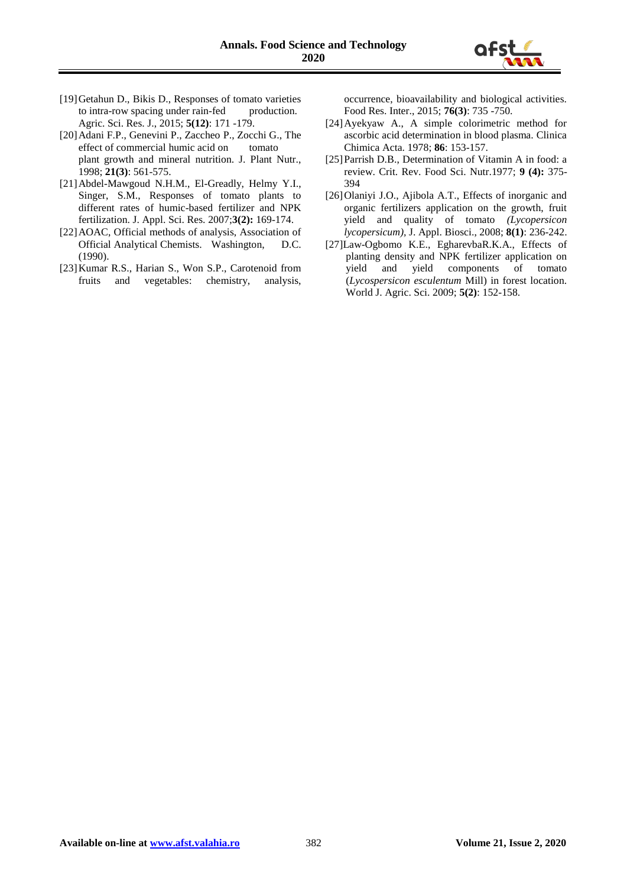[19] Getahun D., Bikis D., Responses of tomato varieties to intra-row spacing under rain-fed production. Agric. Sci. Res. J., 2015; **5(12)**: 171 -179.

[20] Adani F.P., Genevini P., Zaccheo P., Zocchi G., The effect of commercial humic acid on tomato plant growth and mineral nutrition. J. Plant Nutr., 1998; **21(3)**: 561-575.

[21] Abdel-Mawgoud N.H.M., El-Greadly, Helmy Y.I., Singer, S.M., Responses of tomato plants to different rates of humic-based fertilizer and NPK fertilization. J. Appl. Sci. Res. 2007;**3(2):** 169-174.

[22] AOAC, Official methods of analysis, Association of Official Analytical Chemists. Washington, D.C. (1990).

[23] Kumar R.S., Harian S., Won S.P., Carotenoid from fruits and vegetables: chemistry, analysis, occurrence, bioavailability and biological activities. Food Res. Inter., 2015; **76(3)**: 735 -750.

[24] Ayekyaw A., A simple colorimetric method for ascorbic acid determination in blood plasma. Clinica Chimica Acta. 1978; **86**: 153-157.

[25] Parrish D.B., Determination of Vitamin A in food: a review. Crit. Rev. Food Sci. Nutr.1977; **9 (4):** 375-394

[26] Olaniyi J.O., Ajibola A.T., Effects of inorganic and organic fertilizers application on the growth, fruit yield and quality of tomato *(Lycopersicon lycopersicum)*, J. Appl. Biosci., 2008; **8(1)**: 236-242.

[27] Law-Ogbomo K.E., EgharevbaR.K.A., Effects of planting density and NPK fertilizer application on yield and yield components of tomato (*Lycospersicon esculentum* Mill) in forest location. World J. Agric. Sci. 2009; **5(2)**: 152-158.